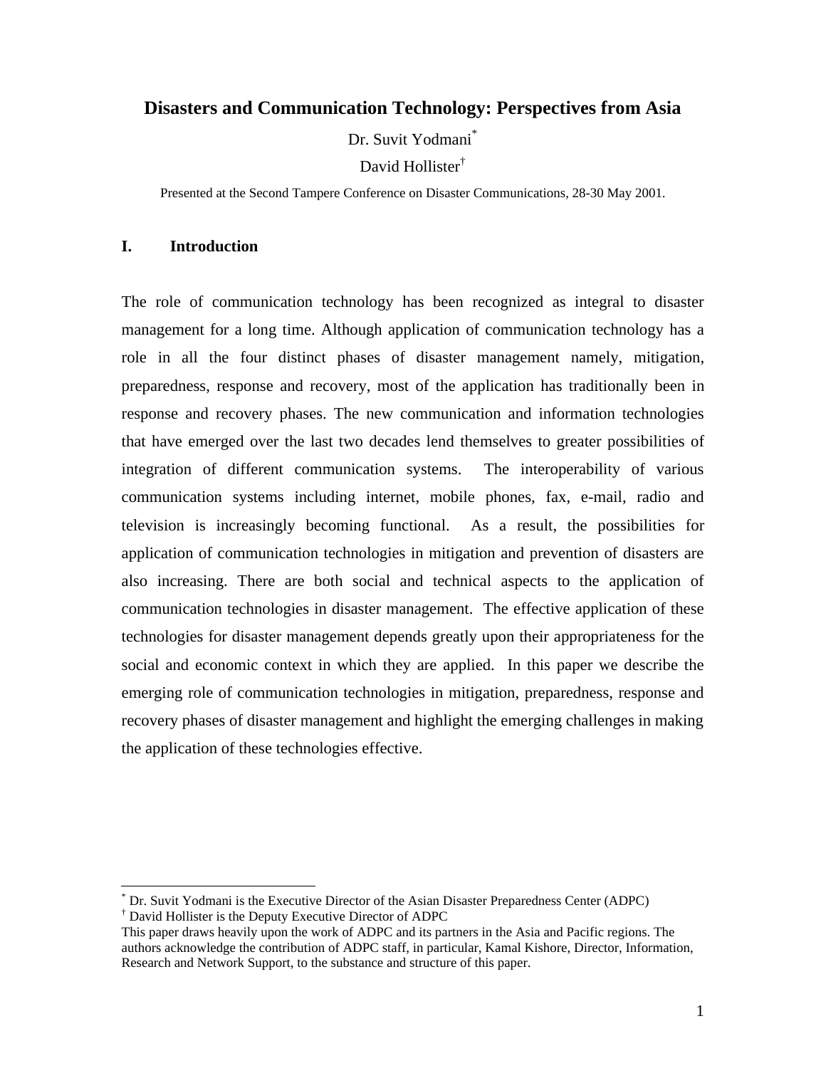# Disasters and Communication Technology: Perspectives from Asia

Dr. Suvit Yodmani[*]

David Hollister[†]

Presented at the Second Tampere Conference on Disaster Communications, 28-30 May 2001.

## I. Introduction

The role of communication technology has been recognized as integral to disaster management for a long time. Although application of communication technology has a role in all the four distinct phases of disaster management namely, mitigation, preparedness, response and recovery, most of the application has traditionally been in response and recovery phases. The new communication and information technologies that have emerged over the last two decades lend themselves to greater possibilities of integration of different communication systems. The interoperability of various communication systems including internet, mobile phones, fax, e-mail, radio and television is increasingly becoming functional. As a result, the possibilities for application of communication technologies in mitigation and prevention of disasters are also increasing. There are both social and technical aspects to the application of communication technologies in disaster management. The effective application of these technologies for disaster management depends greatly upon their appropriateness for the social and economic context in which they are applied. In this paper we describe the emerging role of communication technologies in mitigation, preparedness, response and recovery phases of disaster management and highlight the emerging challenges in making the application of these technologies effective.

---

[*] Dr. Suvit Yodmani is the Executive Director of the Asian Disaster Preparedness Center (ADPC)

[†] David Hollister is the Deputy Executive Director of ADPC

This paper draws heavily upon the work of ADPC and its partners in the Asia and Pacific regions. The authors acknowledge the contribution of ADPC staff, in particular, Kamal Kishore, Director, Information, Research and Network Support, to the substance and structure of this paper.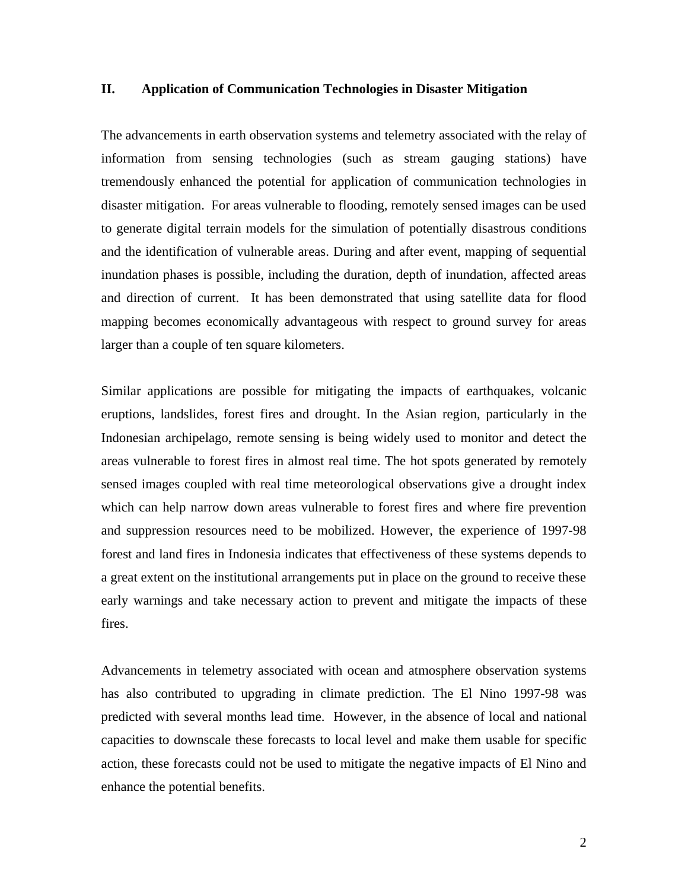## II. Application of Communication Technologies in Disaster Mitigation

The advancements in earth observation systems and telemetry associated with the relay of information from sensing technologies (such as stream gauging stations) have tremendously enhanced the potential for application of communication technologies in disaster mitigation. For areas vulnerable to flooding, remotely sensed images can be used to generate digital terrain models for the simulation of potentially disastrous conditions and the identification of vulnerable areas. During and after event, mapping of sequential inundation phases is possible, including the duration, depth of inundation, affected areas and direction of current. It has been demonstrated that using satellite data for flood mapping becomes economically advantageous with respect to ground survey for areas larger than a couple of ten square kilometers.

Similar applications are possible for mitigating the impacts of earthquakes, volcanic eruptions, landslides, forest fires and drought. In the Asian region, particularly in the Indonesian archipelago, remote sensing is being widely used to monitor and detect the areas vulnerable to forest fires in almost real time. The hot spots generated by remotely sensed images coupled with real time meteorological observations give a drought index which can help narrow down areas vulnerable to forest fires and where fire prevention and suppression resources need to be mobilized. However, the experience of 1997-98 forest and land fires in Indonesia indicates that effectiveness of these systems depends to a great extent on the institutional arrangements put in place on the ground to receive these early warnings and take necessary action to prevent and mitigate the impacts of these fires.

Advancements in telemetry associated with ocean and atmosphere observation systems has also contributed to upgrading in climate prediction. The El Nino 1997-98 was predicted with several months lead time. However, in the absence of local and national capacities to downscale these forecasts to local level and make them usable for specific action, these forecasts could not be used to mitigate the negative impacts of El Nino and enhance the potential benefits.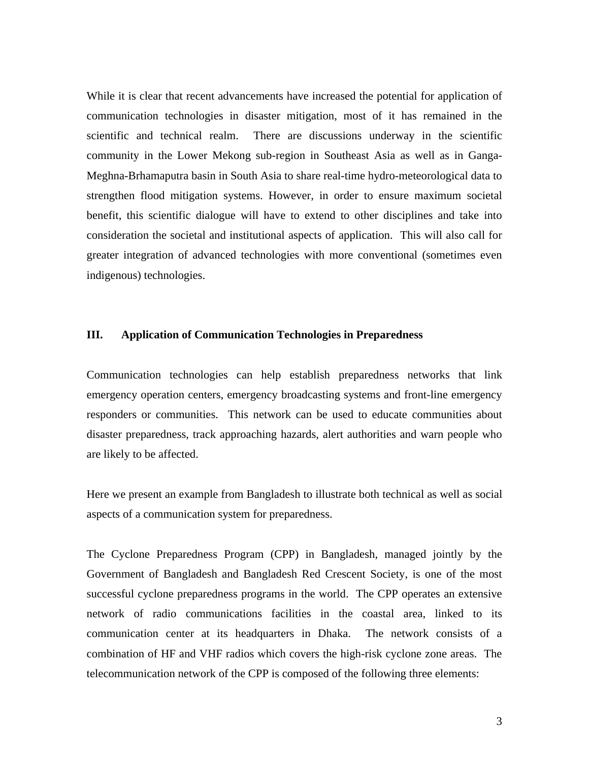While it is clear that recent advancements have increased the potential for application of communication technologies in disaster mitigation, most of it has remained in the scientific and technical realm. There are discussions underway in the scientific community in the Lower Mekong sub-region in Southeast Asia as well as in Ganga-Meghna-Brhamaputra basin in South Asia to share real-time hydro-meteorological data to strengthen flood mitigation systems. However, in order to ensure maximum societal benefit, this scientific dialogue will have to extend to other disciplines and take into consideration the societal and institutional aspects of application. This will also call for greater integration of advanced technologies with more conventional (sometimes even indigenous) technologies.

## III. Application of Communication Technologies in Preparedness

Communication technologies can help establish preparedness networks that link emergency operation centers, emergency broadcasting systems and front-line emergency responders or communities. This network can be used to educate communities about disaster preparedness, track approaching hazards, alert authorities and warn people who are likely to be affected.

Here we present an example from Bangladesh to illustrate both technical as well as social aspects of a communication system for preparedness.

The Cyclone Preparedness Program (CPP) in Bangladesh, managed jointly by the Government of Bangladesh and Bangladesh Red Crescent Society, is one of the most successful cyclone preparedness programs in the world. The CPP operates an extensive network of radio communications facilities in the coastal area, linked to its communication center at its headquarters in Dhaka. The network consists of a combination of HF and VHF radios which covers the high-risk cyclone zone areas. The telecommunication network of the CPP is composed of the following three elements: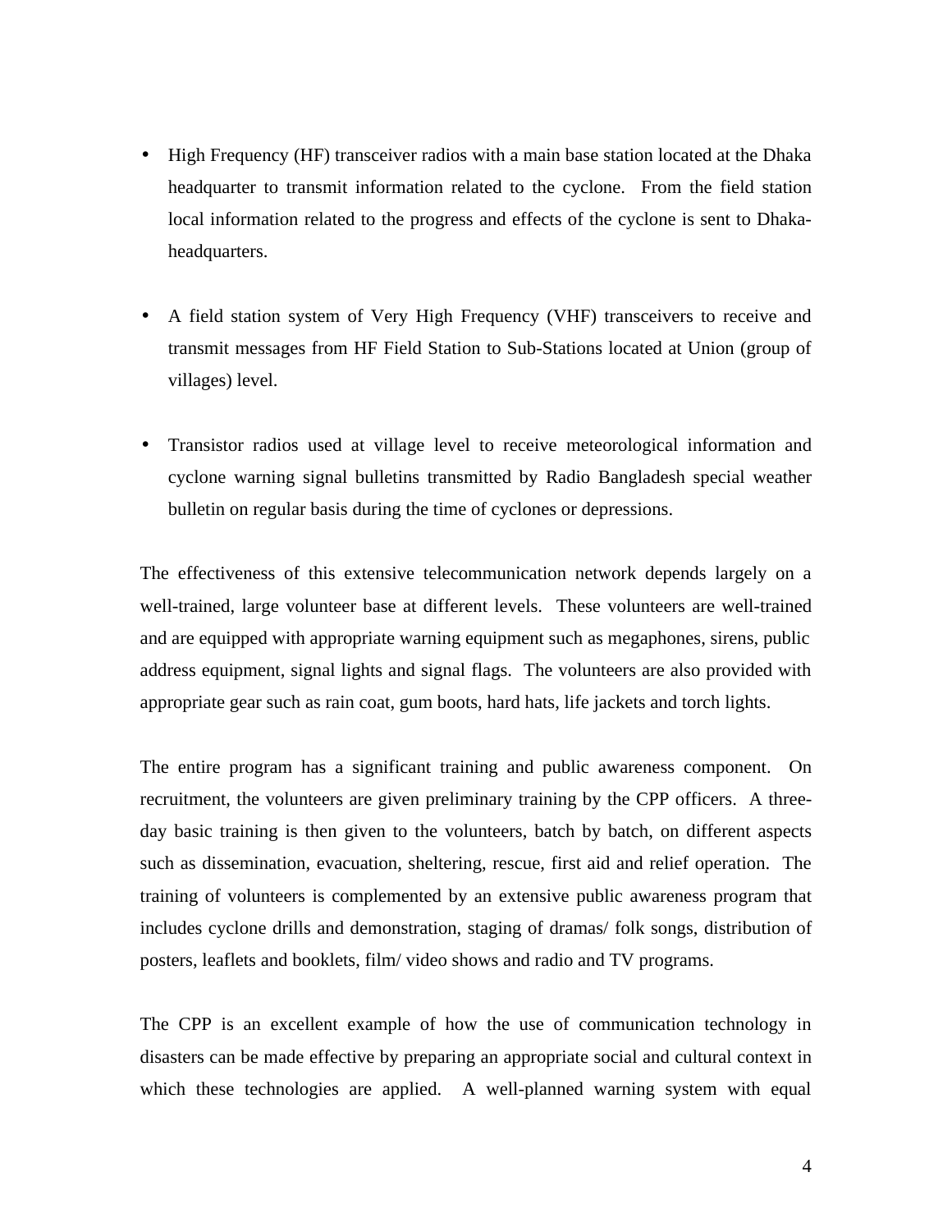- High Frequency (HF) transceiver radios with a main base station located at the Dhaka headquarter to transmit information related to the cyclone. From the field station local information related to the progress and effects of the cyclone is sent to Dhaka-headquarters.

- A field station system of Very High Frequency (VHF) transceivers to receive and transmit messages from HF Field Station to Sub-Stations located at Union (group of villages) level.

- Transistor radios used at village level to receive meteorological information and cyclone warning signal bulletins transmitted by Radio Bangladesh special weather bulletin on regular basis during the time of cyclones or depressions.

The effectiveness of this extensive telecommunication network depends largely on a well-trained, large volunteer base at different levels. These volunteers are well-trained and are equipped with appropriate warning equipment such as megaphones, sirens, public address equipment, signal lights and signal flags. The volunteers are also provided with appropriate gear such as rain coat, gum boots, hard hats, life jackets and torch lights.

The entire program has a significant training and public awareness component. On recruitment, the volunteers are given preliminary training by the CPP officers. A three-day basic training is then given to the volunteers, batch by batch, on different aspects such as dissemination, evacuation, sheltering, rescue, first aid and relief operation. The training of volunteers is complemented by an extensive public awareness program that includes cyclone drills and demonstration, staging of dramas/ folk songs, distribution of posters, leaflets and booklets, film/ video shows and radio and TV programs.

The CPP is an excellent example of how the use of communication technology in disasters can be made effective by preparing an appropriate social and cultural context in which these technologies are applied. A well-planned warning system with equal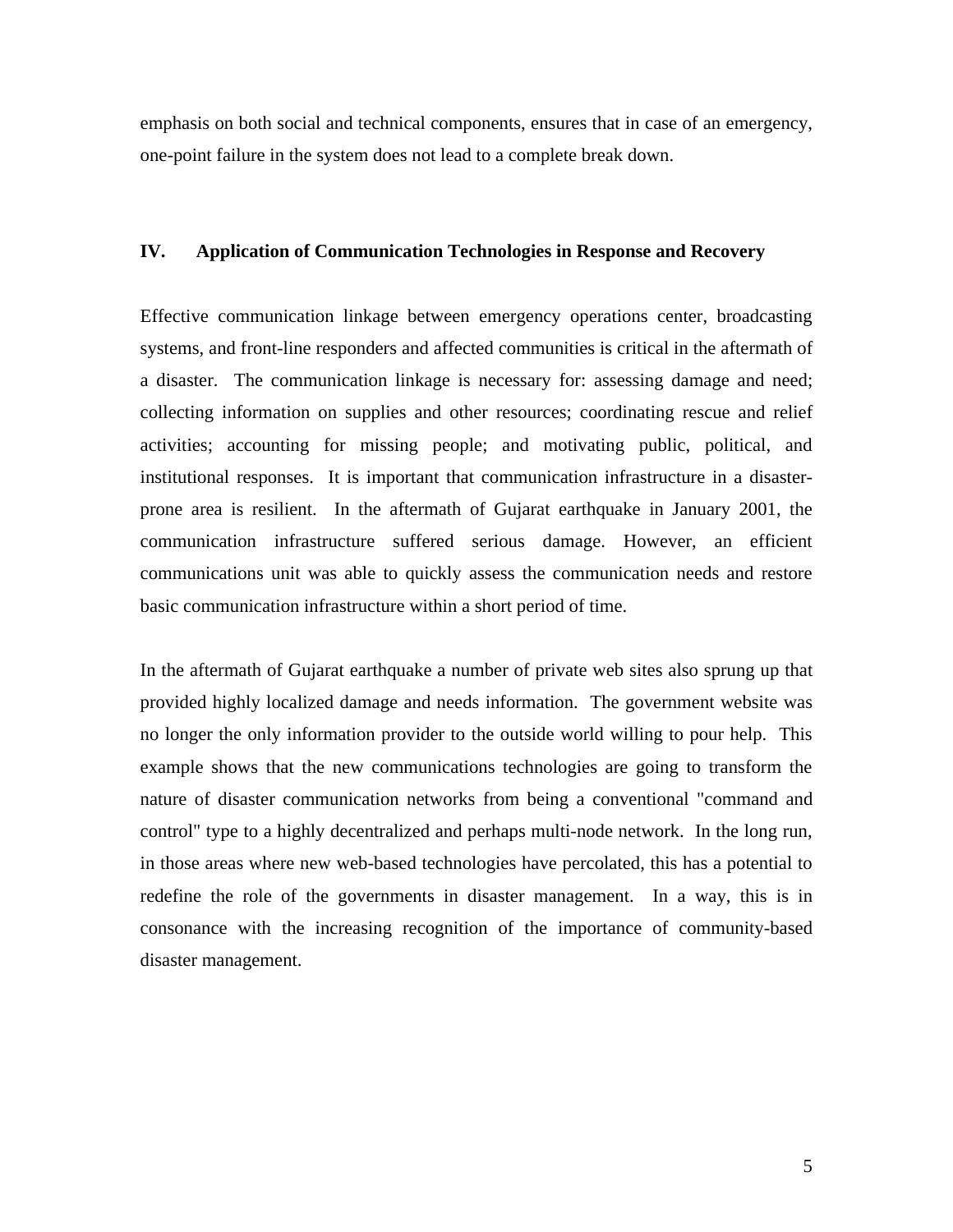emphasis on both social and technical components, ensures that in case of an emergency, one-point failure in the system does not lead to a complete break down.

## IV. Application of Communication Technologies in Response and Recovery

Effective communication linkage between emergency operations center, broadcasting systems, and front-line responders and affected communities is critical in the aftermath of a disaster. The communication linkage is necessary for: assessing damage and need; collecting information on supplies and other resources; coordinating rescue and relief activities; accounting for missing people; and motivating public, political, and institutional responses. It is important that communication infrastructure in a disaster-prone area is resilient. In the aftermath of Gujarat earthquake in January 2001, the communication infrastructure suffered serious damage. However, an efficient communications unit was able to quickly assess the communication needs and restore basic communication infrastructure within a short period of time.

In the aftermath of Gujarat earthquake a number of private web sites also sprung up that provided highly localized damage and needs information. The government website was no longer the only information provider to the outside world willing to pour help. This example shows that the new communications technologies are going to transform the nature of disaster communication networks from being a conventional "command and control" type to a highly decentralized and perhaps multi-node network. In the long run, in those areas where new web-based technologies have percolated, this has a potential to redefine the role of the governments in disaster management. In a way, this is in consonance with the increasing recognition of the importance of community-based disaster management.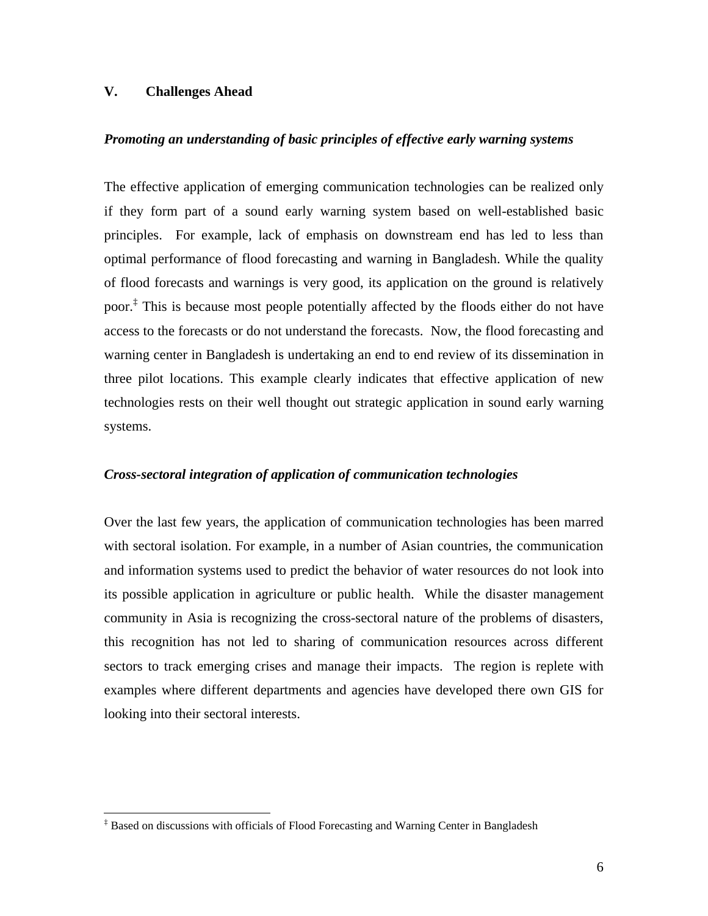## V. Challenges Ahead

### *Promoting an understanding of basic principles of effective early warning systems*

The effective application of emerging communication technologies can be realized only if they form part of a sound early warning system based on well-established basic principles. For example, lack of emphasis on downstream end has led to less than optimal performance of flood forecasting and warning in Bangladesh. While the quality of flood forecasts and warnings is very good, its application on the ground is relatively poor.[‡] This is because most people potentially affected by the floods either do not have access to the forecasts or do not understand the forecasts. Now, the flood forecasting and warning center in Bangladesh is undertaking an end to end review of its dissemination in three pilot locations. This example clearly indicates that effective application of new technologies rests on their well thought out strategic application in sound early warning systems.

### *Cross-sectoral integration of application of communication technologies*

Over the last few years, the application of communication technologies has been marred with sectoral isolation. For example, in a number of Asian countries, the communication and information systems used to predict the behavior of water resources do not look into its possible application in agriculture or public health. While the disaster management community in Asia is recognizing the cross-sectoral nature of the problems of disasters, this recognition has not led to sharing of communication resources across different sectors to track emerging crises and manage their impacts. The region is replete with examples where different departments and agencies have developed there own GIS for looking into their sectoral interests.

---

[‡] Based on discussions with officials of Flood Forecasting and Warning Center in Bangladesh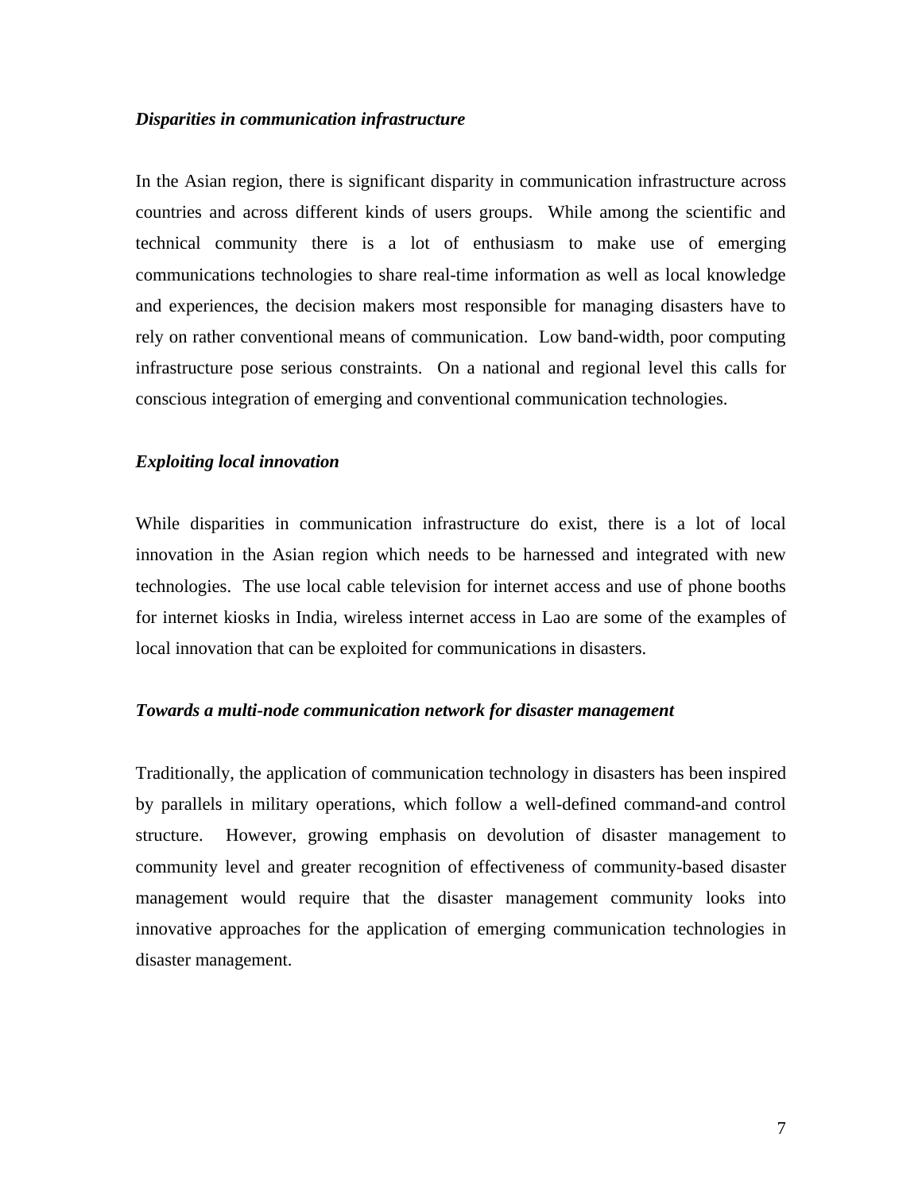***Disparities in communication infrastructure***

In the Asian region, there is significant disparity in communication infrastructure across countries and across different kinds of users groups. While among the scientific and technical community there is a lot of enthusiasm to make use of emerging communications technologies to share real-time information as well as local knowledge and experiences, the decision makers most responsible for managing disasters have to rely on rather conventional means of communication. Low band-width, poor computing infrastructure pose serious constraints. On a national and regional level this calls for conscious integration of emerging and conventional communication technologies.

***Exploiting local innovation***

While disparities in communication infrastructure do exist, there is a lot of local innovation in the Asian region which needs to be harnessed and integrated with new technologies. The use local cable television for internet access and use of phone booths for internet kiosks in India, wireless internet access in Lao are some of the examples of local innovation that can be exploited for communications in disasters.

***Towards a multi-node communication network for disaster management***

Traditionally, the application of communication technology in disasters has been inspired by parallels in military operations, which follow a well-defined command-and control structure. However, growing emphasis on devolution of disaster management to community level and greater recognition of effectiveness of community-based disaster management would require that the disaster management community looks into innovative approaches for the application of emerging communication technologies in disaster management.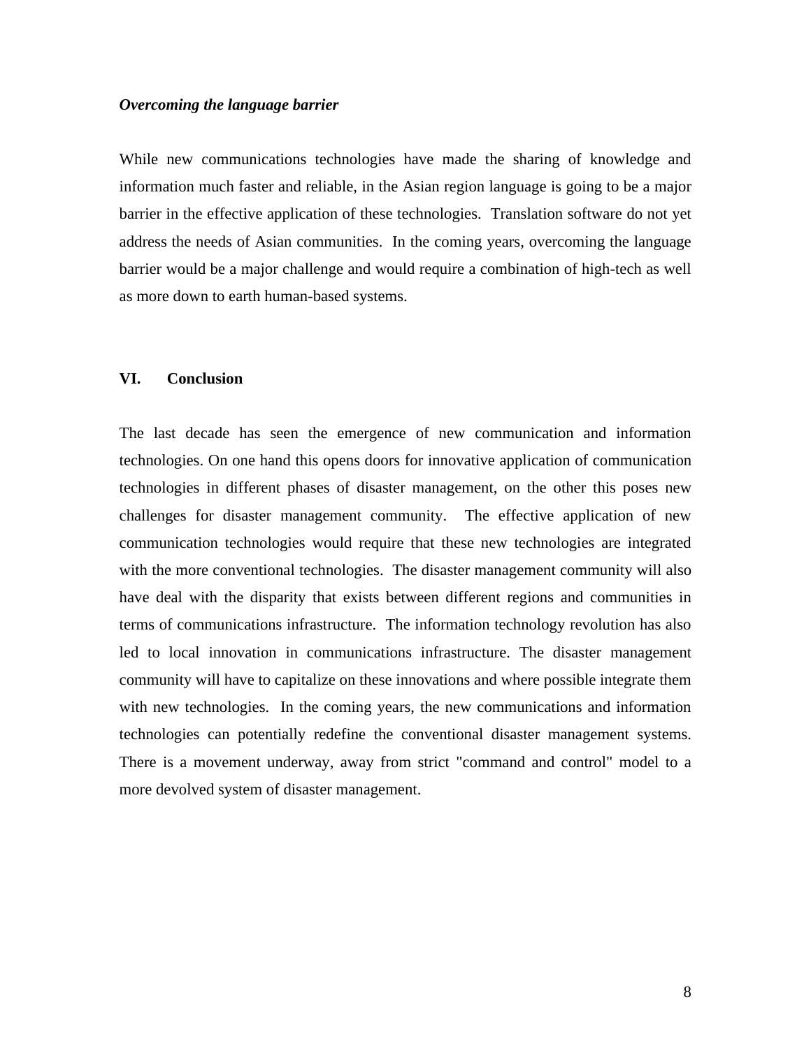***Overcoming the language barrier***

While new communications technologies have made the sharing of knowledge and information much faster and reliable, in the Asian region language is going to be a major barrier in the effective application of these technologies. Translation software do not yet address the needs of Asian communities. In the coming years, overcoming the language barrier would be a major challenge and would require a combination of high-tech as well as more down to earth human-based systems.

## VI. Conclusion

The last decade has seen the emergence of new communication and information technologies. On one hand this opens doors for innovative application of communication technologies in different phases of disaster management, on the other this poses new challenges for disaster management community. The effective application of new communication technologies would require that these new technologies are integrated with the more conventional technologies. The disaster management community will also have deal with the disparity that exists between different regions and communities in terms of communications infrastructure. The information technology revolution has also led to local innovation in communications infrastructure. The disaster management community will have to capitalize on these innovations and where possible integrate them with new technologies. In the coming years, the new communications and information technologies can potentially redefine the conventional disaster management systems. There is a movement underway, away from strict "command and control" model to a more devolved system of disaster management.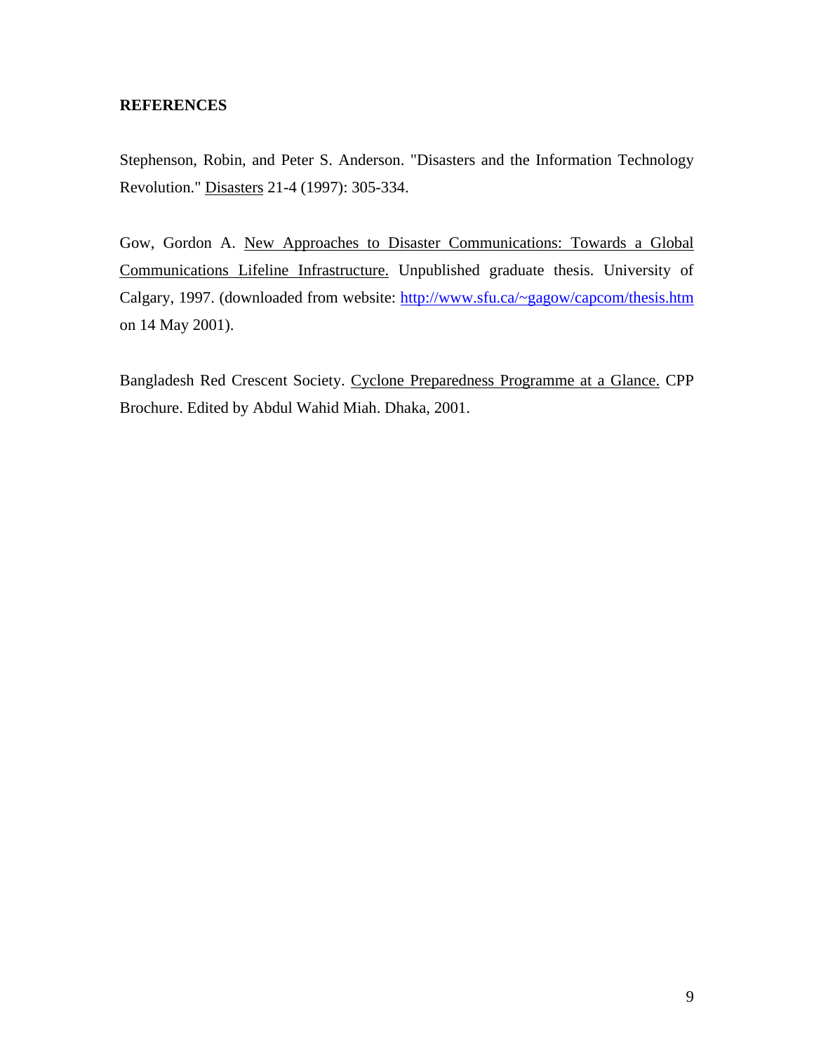**REFERENCES**

Stephenson, Robin, and Peter S. Anderson. "Disasters and the Information Technology Revolution." Disasters 21-4 (1997): 305-334.

Gow, Gordon A. New Approaches to Disaster Communications: Towards a Global Communications Lifeline Infrastructure. Unpublished graduate thesis. University of Calgary, 1997. (downloaded from website: http://www.sfu.ca/~gagow/capcom/thesis.htm on 14 May 2001).

Bangladesh Red Crescent Society. Cyclone Preparedness Programme at a Glance. CPP Brochure. Edited by Abdul Wahid Miah. Dhaka, 2001.